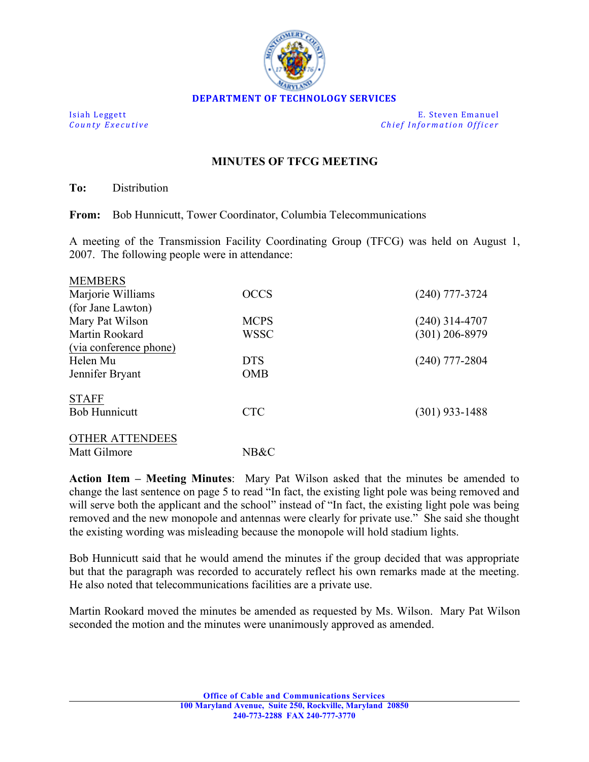**DEPARTMENT OF TECHNOLOGY SERVICES**

Isiah Leggett
*County Executive*

E. Steven Emanuel
*Chief Information Officer*

## MINUTES OF TFCG MEETING

**To:** Distribution

**From:** Bob Hunnicutt, Tower Coordinator, Columbia Telecommunications

A meeting of the Transmission Facility Coordinating Group (TFCG) was held on August 1, 2007. The following people were in attendance:

| | | |
|---|---|---|
| MEMBERS | | |
| Marjorie Williams (for Jane Lawton) | OCCS | (240) 777-3724 |
| Mary Pat Wilson | MCPS | (240) 314-4707 |
| Martin Rookard (via conference phone) | WSSC | (301) 206-8979 |
| Helen Mu | DTS | (240) 777-2804 |
| Jennifer Bryant | OMB | |
| STAFF | | |
| Bob Hunnicutt | CTC | (301) 933-1488 |
| OTHER ATTENDEES | | |
| Matt Gilmore | NB&C | |

**Action Item – Meeting Minutes**: Mary Pat Wilson asked that the minutes be amended to change the last sentence on page 5 to read "In fact, the existing light pole was being removed and will serve both the applicant and the school" instead of "In fact, the existing light pole was being removed and the new monopole and antennas were clearly for private use." She said she thought the existing wording was misleading because the monopole will hold stadium lights.

Bob Hunnicutt said that he would amend the minutes if the group decided that was appropriate but that the paragraph was recorded to accurately reflect his own remarks made at the meeting. He also noted that telecommunications facilities are a private use.

Martin Rookard moved the minutes be amended as requested by Ms. Wilson. Mary Pat Wilson seconded the motion and the minutes were unanimously approved as amended.

**Office of Cable and Communications Services**
**100 Maryland Avenue, Suite 250, Rockville, Maryland 20850**
**240-773-2288 FAX 240-777-3770**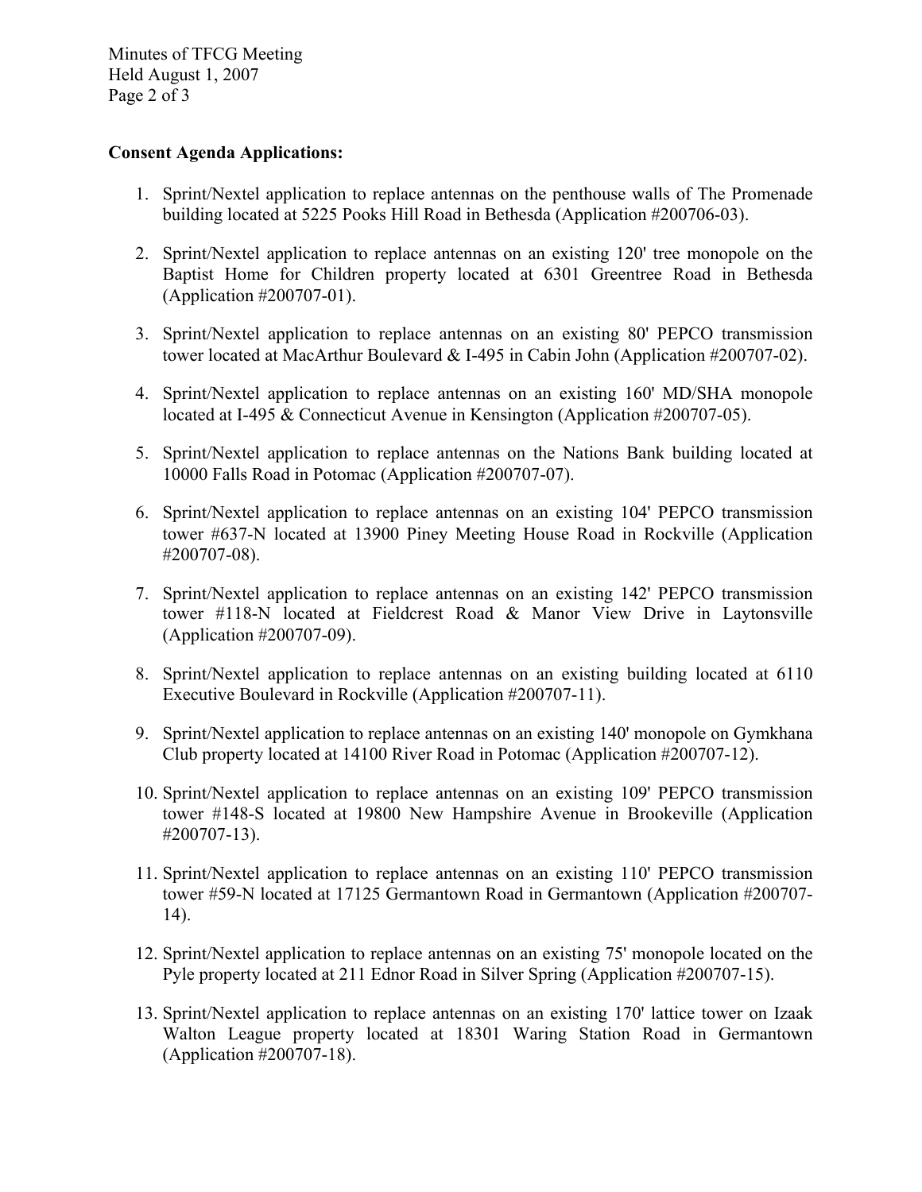**Consent Agenda Applications:**

1. Sprint/Nextel application to replace antennas on the penthouse walls of The Promenade building located at 5225 Pooks Hill Road in Bethesda (Application #200706-03).

2. Sprint/Nextel application to replace antennas on an existing 120' tree monopole on the Baptist Home for Children property located at 6301 Greentree Road in Bethesda (Application #200707-01).

3. Sprint/Nextel application to replace antennas on an existing 80' PEPCO transmission tower located at MacArthur Boulevard & I-495 in Cabin John (Application #200707-02).

4. Sprint/Nextel application to replace antennas on an existing 160' MD/SHA monopole located at I-495 & Connecticut Avenue in Kensington (Application #200707-05).

5. Sprint/Nextel application to replace antennas on the Nations Bank building located at 10000 Falls Road in Potomac (Application #200707-07).

6. Sprint/Nextel application to replace antennas on an existing 104' PEPCO transmission tower #637-N located at 13900 Piney Meeting House Road in Rockville (Application #200707-08).

7. Sprint/Nextel application to replace antennas on an existing 142' PEPCO transmission tower #118-N located at Fieldcrest Road & Manor View Drive in Laytonsville (Application #200707-09).

8. Sprint/Nextel application to replace antennas on an existing building located at 6110 Executive Boulevard in Rockville (Application #200707-11).

9. Sprint/Nextel application to replace antennas on an existing 140' monopole on Gymkhana Club property located at 14100 River Road in Potomac (Application #200707-12).

10. Sprint/Nextel application to replace antennas on an existing 109' PEPCO transmission tower #148-S located at 19800 New Hampshire Avenue in Brookeville (Application #200707-13).

11. Sprint/Nextel application to replace antennas on an existing 110' PEPCO transmission tower #59-N located at 17125 Germantown Road in Germantown (Application #200707-14).

12. Sprint/Nextel application to replace antennas on an existing 75' monopole located on the Pyle property located at 211 Ednor Road in Silver Spring (Application #200707-15).

13. Sprint/Nextel application to replace antennas on an existing 170' lattice tower on Izaak Walton League property located at 18301 Waring Station Road in Germantown (Application #200707-18).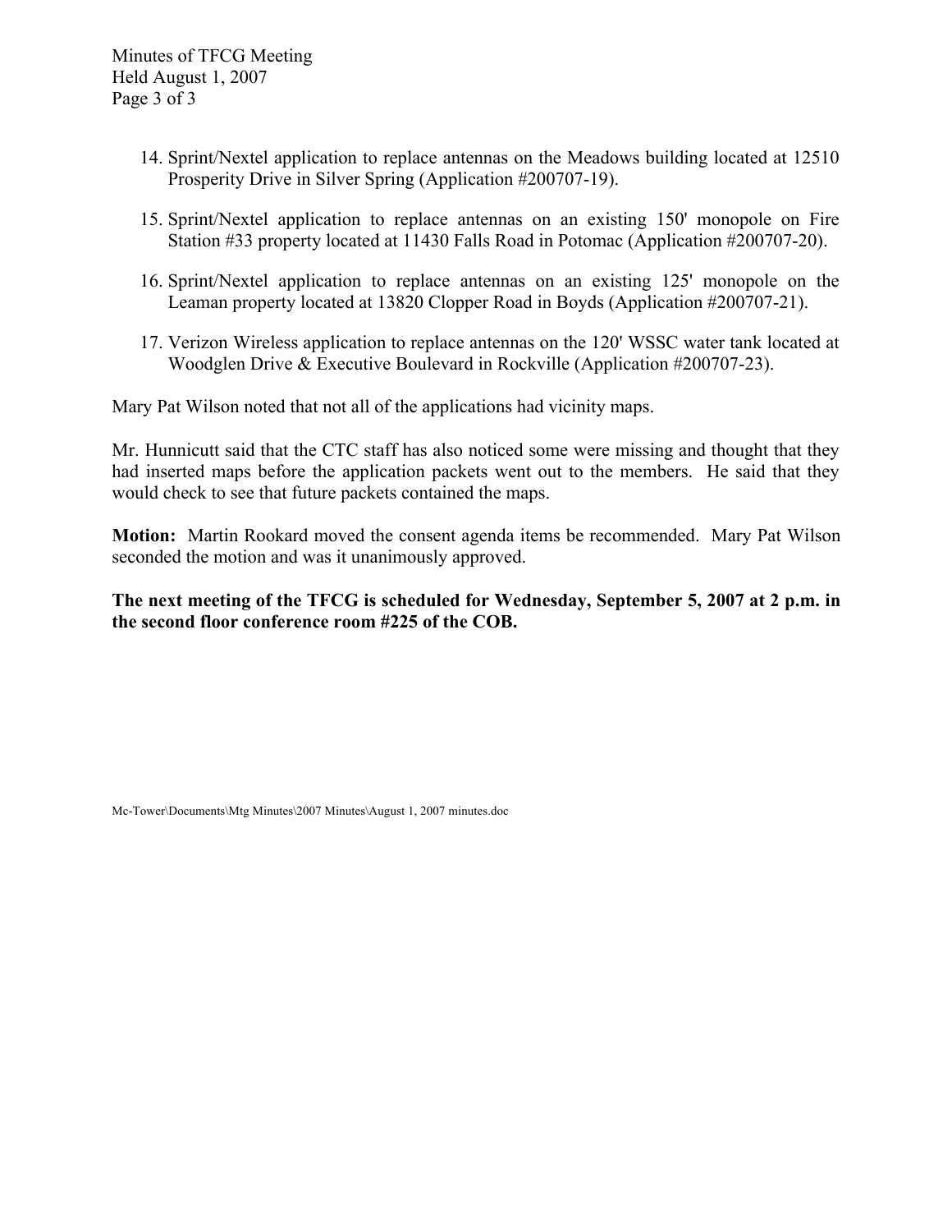14. Sprint/Nextel application to replace antennas on the Meadows building located at 12510 Prosperity Drive in Silver Spring (Application #200707-19).

15. Sprint/Nextel application to replace antennas on an existing 150' monopole on Fire Station #33 property located at 11430 Falls Road in Potomac (Application #200707-20).

16. Sprint/Nextel application to replace antennas on an existing 125' monopole on the Leaman property located at 13820 Clopper Road in Boyds (Application #200707-21).

17. Verizon Wireless application to replace antennas on the 120' WSSC water tank located at Woodglen Drive & Executive Boulevard in Rockville (Application #200707-23).

Mary Pat Wilson noted that not all of the applications had vicinity maps.

Mr. Hunnicutt said that the CTC staff has also noticed some were missing and thought that they had inserted maps before the application packets went out to the members. He said that they would check to see that future packets contained the maps.

**Motion:** Martin Rookard moved the consent agenda items be recommended. Mary Pat Wilson seconded the motion and was it unanimously approved.

**The next meeting of the TFCG is scheduled for Wednesday, September 5, 2007 at 2 p.m. in the second floor conference room #225 of the COB.**

Mc-Tower\Documents\Mtg Minutes\2007 Minutes\August 1, 2007 minutes.doc